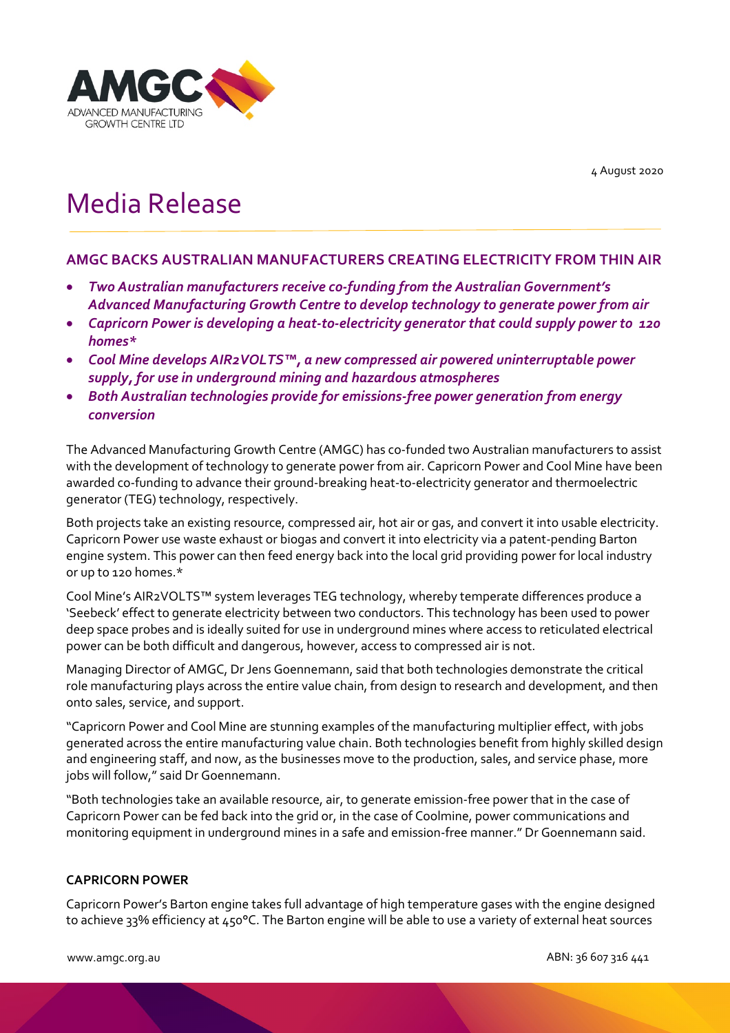4 August 2020

# Media Release

## AMGC BACKS AUSTRALIAN MANUFACTURERS CREATING ELECTRICITY FROM THIN AIR

- ***Two Australian manufacturers receive co-funding from the Australian Government's Advanced Manufacturing Growth Centre to develop technology to generate power from air***
- ***Capricorn Power is developing a heat-to-electricity generator that could supply power to 120 homes****
- ***Cool Mine develops AIR2VOLTS™, a new compressed air powered uninterruptable power supply, for use in underground mining and hazardous atmospheres***
- ***Both Australian technologies provide for emissions-free power generation from energy conversion***

The Advanced Manufacturing Growth Centre (AMGC) has co-funded two Australian manufacturers to assist with the development of technology to generate power from air. Capricorn Power and Cool Mine have been awarded co-funding to advance their ground-breaking heat-to-electricity generator and thermoelectric generator (TEG) technology, respectively.

Both projects take an existing resource, compressed air, hot air or gas, and convert it into usable electricity. Capricorn Power use waste exhaust or biogas and convert it into electricity via a patent-pending Barton engine system. This power can then feed energy back into the local grid providing power for local industry or up to 120 homes.*

Cool Mine's AIR2VOLTS™ system leverages TEG technology, whereby temperate differences produce a 'Seebeck' effect to generate electricity between two conductors. This technology has been used to power deep space probes and is ideally suited for use in underground mines where access to reticulated electrical power can be both difficult and dangerous, however, access to compressed air is not.

Managing Director of AMGC, Dr Jens Goennemann, said that both technologies demonstrate the critical role manufacturing plays across the entire value chain, from design to research and development, and then onto sales, service, and support.

"Capricorn Power and Cool Mine are stunning examples of the manufacturing multiplier effect, with jobs generated across the entire manufacturing value chain. Both technologies benefit from highly skilled design and engineering staff, and now, as the businesses move to the production, sales, and service phase, more jobs will follow," said Dr Goennemann.

"Both technologies take an available resource, air, to generate emission-free power that in the case of Capricorn Power can be fed back into the grid or, in the case of Coolmine, power communications and monitoring equipment in underground mines in a safe and emission-free manner." Dr Goennemann said.

### CAPRICORN POWER

Capricorn Power's Barton engine takes full advantage of high temperature gases with the engine designed to achieve 33% efficiency at 450°C. The Barton engine will be able to use a variety of external heat sources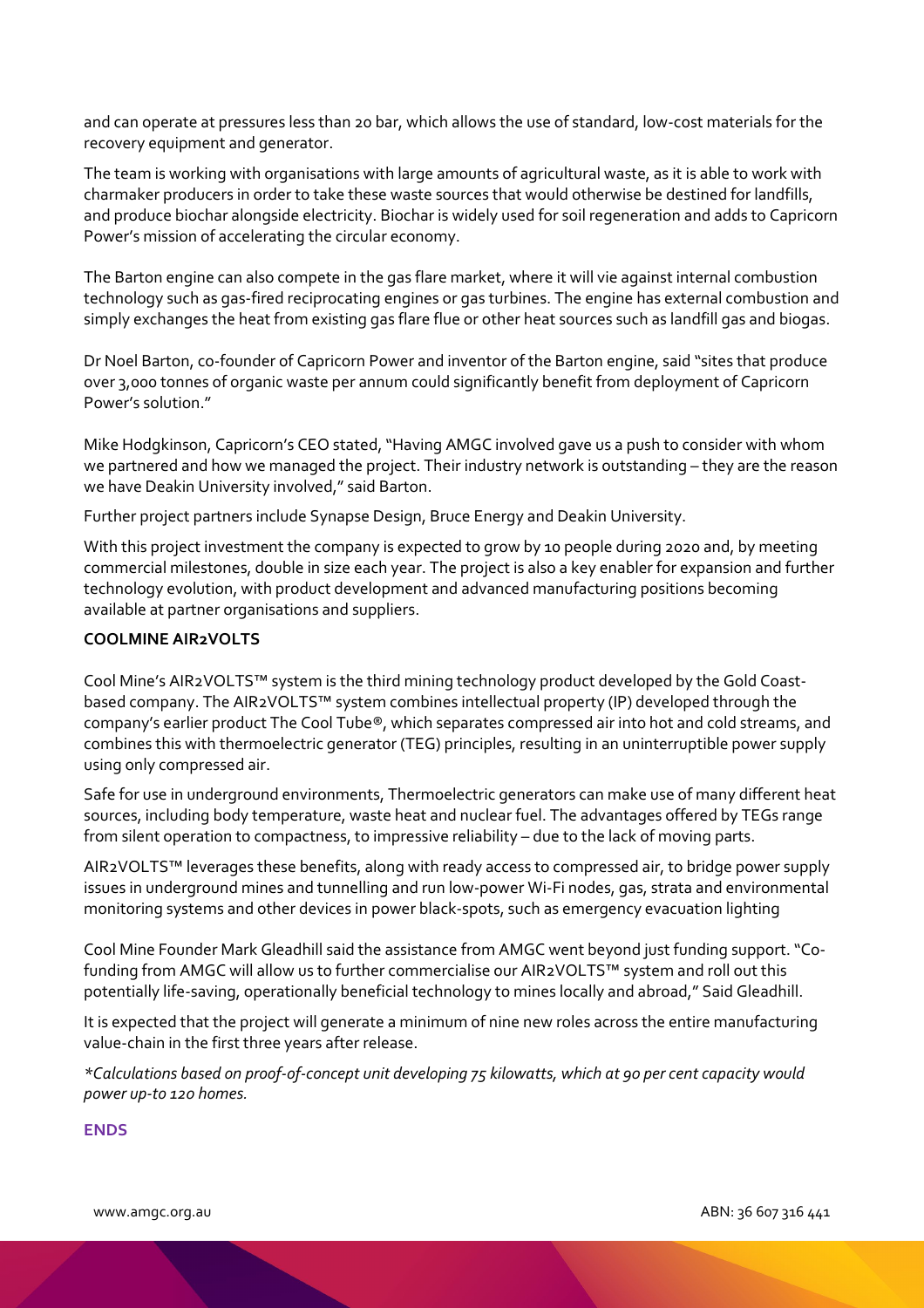and can operate at pressures less than 20 bar, which allows the use of standard, low-cost materials for the recovery equipment and generator.

The team is working with organisations with large amounts of agricultural waste, as it is able to work with charmaker producers in order to take these waste sources that would otherwise be destined for landfills, and produce biochar alongside electricity. Biochar is widely used for soil regeneration and adds to Capricorn Power's mission of accelerating the circular economy.

The Barton engine can also compete in the gas flare market, where it will vie against internal combustion technology such as gas-fired reciprocating engines or gas turbines. The engine has external combustion and simply exchanges the heat from existing gas flare flue or other heat sources such as landfill gas and biogas.

Dr Noel Barton, co-founder of Capricorn Power and inventor of the Barton engine, said "sites that produce over 3,000 tonnes of organic waste per annum could significantly benefit from deployment of Capricorn Power's solution."

Mike Hodgkinson, Capricorn's CEO stated, "Having AMGC involved gave us a push to consider with whom we partnered and how we managed the project. Their industry network is outstanding – they are the reason we have Deakin University involved," said Barton.

Further project partners include Synapse Design, Bruce Energy and Deakin University.

With this project investment the company is expected to grow by 10 people during 2020 and, by meeting commercial milestones, double in size each year. The project is also a key enabler for expansion and further technology evolution, with product development and advanced manufacturing positions becoming available at partner organisations and suppliers.

**COOLMINE AIR2VOLTS**

Cool Mine's AIR2VOLTS™ system is the third mining technology product developed by the Gold Coast-based company. The AIR2VOLTS™ system combines intellectual property (IP) developed through the company's earlier product The Cool Tube®, which separates compressed air into hot and cold streams, and combines this with thermoelectric generator (TEG) principles, resulting in an uninterruptible power supply using only compressed air.

Safe for use in underground environments, Thermoelectric generators can make use of many different heat sources, including body temperature, waste heat and nuclear fuel. The advantages offered by TEGs range from silent operation to compactness, to impressive reliability – due to the lack of moving parts.

AIR2VOLTS™ leverages these benefits, along with ready access to compressed air, to bridge power supply issues in underground mines and tunnelling and run low-power Wi-Fi nodes, gas, strata and environmental monitoring systems and other devices in power black-spots, such as emergency evacuation lighting

Cool Mine Founder Mark Gleadhill said the assistance from AMGC went beyond just funding support. "Co-funding from AMGC will allow us to further commercialise our AIR2VOLTS™ system and roll out this potentially life-saving, operationally beneficial technology to mines locally and abroad," Said Gleadhill.

It is expected that the project will generate a minimum of nine new roles across the entire manufacturing value-chain in the first three years after release.

*\*Calculations based on proof-of-concept unit developing 75 kilowatts, which at 90 per cent capacity would power up-to 120 homes.*

**ENDS**

www.amgc.org.au ABN: 36 607 316 441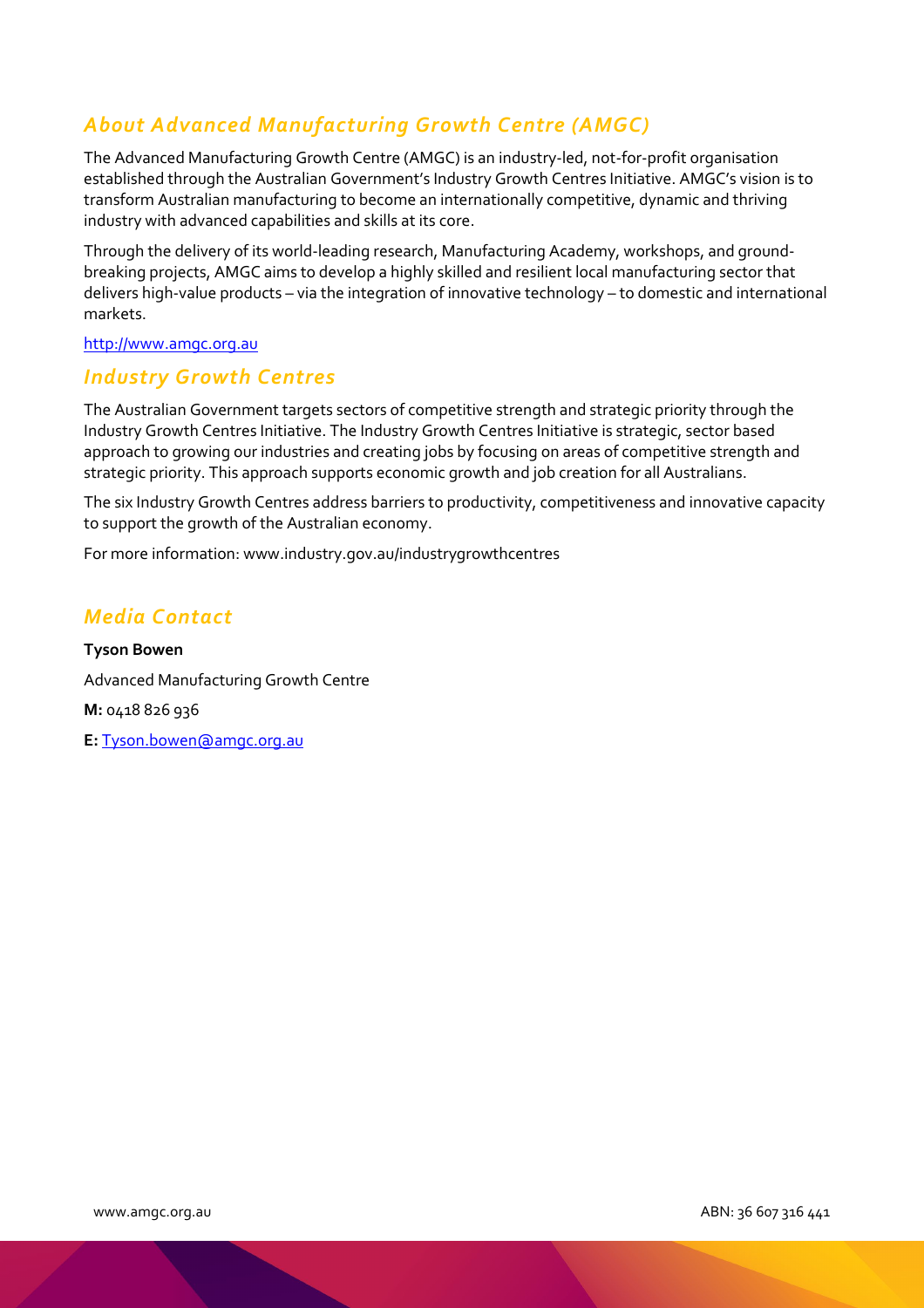## *About Advanced Manufacturing Growth Centre (AMGC)*

The Advanced Manufacturing Growth Centre (AMGC) is an industry-led, not-for-profit organisation established through the Australian Government's Industry Growth Centres Initiative. AMGC's vision is to transform Australian manufacturing to become an internationally competitive, dynamic and thriving industry with advanced capabilities and skills at its core.

Through the delivery of its world-leading research, Manufacturing Academy, workshops, and ground-breaking projects, AMGC aims to develop a highly skilled and resilient local manufacturing sector that delivers high-value products – via the integration of innovative technology – to domestic and international markets.

http://www.amgc.org.au

## *Industry Growth Centres*

The Australian Government targets sectors of competitive strength and strategic priority through the Industry Growth Centres Initiative. The Industry Growth Centres Initiative is strategic, sector based approach to growing our industries and creating jobs by focusing on areas of competitive strength and strategic priority. This approach supports economic growth and job creation for all Australians.

The six Industry Growth Centres address barriers to productivity, competitiveness and innovative capacity to support the growth of the Australian economy.

For more information: www.industry.gov.au/industrygrowthcentres

## *Media Contact*

**Tyson Bowen**

Advanced Manufacturing Growth Centre

**M:** 0418 826 936

**E:** Tyson.bowen@amgc.org.au

www.amgc.org.au

ABN: 36 607 316 441